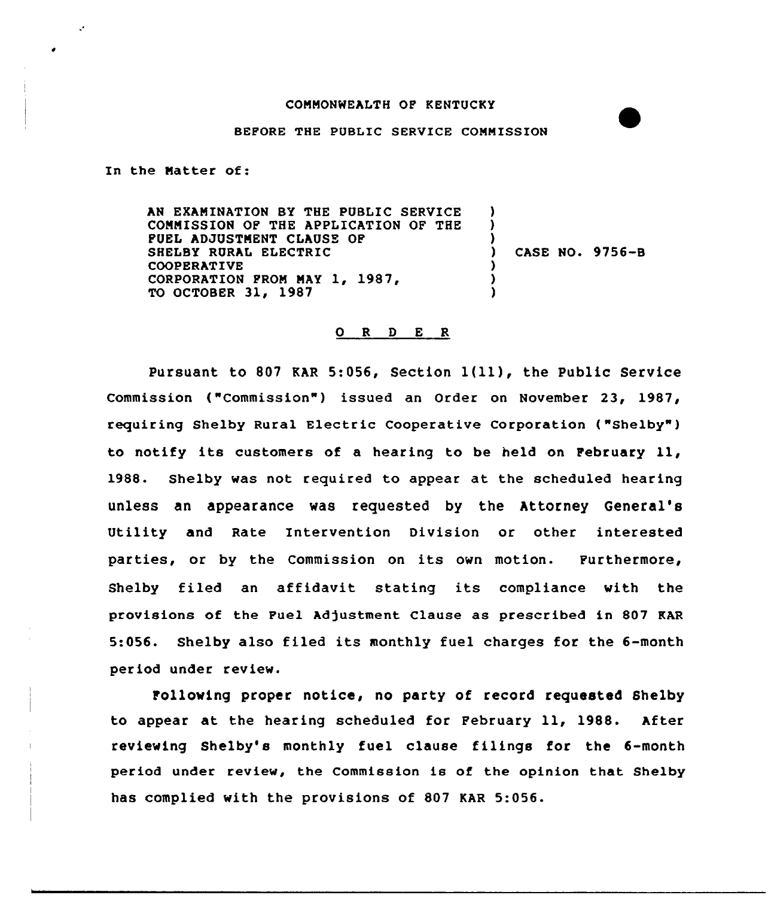COMMONWEALTH OF KENTUCKY

BEFORE THE PUBLIC SERVICE COMMISSION

In the Matter of:

| | | |
|---|---|---|
| AN EXAMINATION BY THE PUBLIC SERVICE COMMISSION OF THE APPLICATION OF THE FUEL ADJUSTMENT CLAUSE OF SHELBY RURAL ELECTRIC COOPERATIVE CORPORATION FROM MAY 1, 1987, TO OCTOBER 31, 1987 | ) | CASE NO. 9756-B |

## O R D E R

Pursuant to 807 KAR 5:056, Section 1(11), the Public Service Commission ("Commission") issued an Order on November 23, 1987, requiring Shelby Rural Electric Cooperative Corporation ("Shelby") to notify its customers of a hearing to be held on February 11, 1988. Shelby was not required to appear at the scheduled hearing unless an appearance was requested by the Attorney General's Utility and Rate Intervention Division or other interested parties, or by the Commission on its own motion. Furthermore, Shelby filed an affidavit stating its compliance with the provisions of the Fuel Adjustment Clause as prescribed in 807 KAR 5:056. Shelby also filed its monthly fuel charges for the 6-month period under review.

Following proper notice, no party of record requested Shelby to appear at the hearing scheduled for February 11, 1988. After reviewing Shelby's monthly fuel clause filings for the 6-month period under review, the Commission is of the opinion that Shelby has complied with the provisions of 807 KAR 5:056.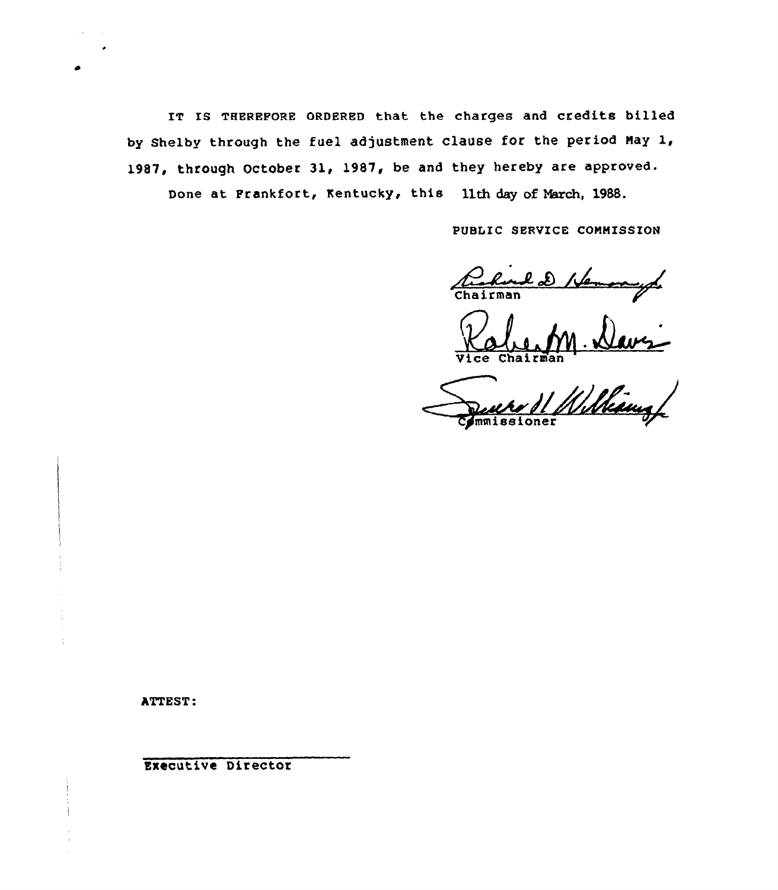IT IS THEREFORE ORDERED that the charges and credits billed by Shelby through the fuel adjustment clause for the period May 1, 1987, through October 31, 1987, be and they hereby are approved.

Done at Frankfort, Kentucky, this 11th day of March, 1988.

PUBLIC SERVICE COMMISSION

Chairman

Vice Chairman

Commissioner

ATTEST:

Executive Director